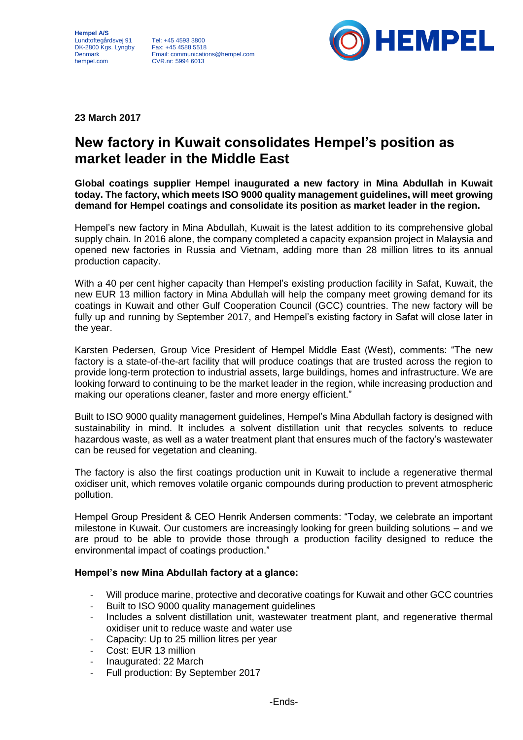Hempel A/S
Lundtoftegårdsvej 91
DK-2800 Kgs. Lyngby
Denmark
hempel.com

Tel: +45 4593 3800
Fax: +45 4588 5518
Email: communications@hempel.com
CVR.nr: 5994 6013

HEMPEL

**23 March 2017**

# New factory in Kuwait consolidates Hempel's position as market leader in the Middle East

**Global coatings supplier Hempel inaugurated a new factory in Mina Abdullah in Kuwait today. The factory, which meets ISO 9000 quality management guidelines, will meet growing demand for Hempel coatings and consolidate its position as market leader in the region.**

Hempel's new factory in Mina Abdullah, Kuwait is the latest addition to its comprehensive global supply chain. In 2016 alone, the company completed a capacity expansion project in Malaysia and opened new factories in Russia and Vietnam, adding more than 28 million litres to its annual production capacity.

With a 40 per cent higher capacity than Hempel's existing production facility in Safat, Kuwait, the new EUR 13 million factory in Mina Abdullah will help the company meet growing demand for its coatings in Kuwait and other Gulf Cooperation Council (GCC) countries. The new factory will be fully up and running by September 2017, and Hempel's existing factory in Safat will close later in the year.

Karsten Pedersen, Group Vice President of Hempel Middle East (West), comments: "The new factory is a state-of-the-art facility that will produce coatings that are trusted across the region to provide long-term protection to industrial assets, large buildings, homes and infrastructure. We are looking forward to continuing to be the market leader in the region, while increasing production and making our operations cleaner, faster and more energy efficient."

Built to ISO 9000 quality management guidelines, Hempel's Mina Abdullah factory is designed with sustainability in mind. It includes a solvent distillation unit that recycles solvents to reduce hazardous waste, as well as a water treatment plant that ensures much of the factory's wastewater can be reused for vegetation and cleaning.

The factory is also the first coatings production unit in Kuwait to include a regenerative thermal oxidiser unit, which removes volatile organic compounds during production to prevent atmospheric pollution.

Hempel Group President & CEO Henrik Andersen comments: "Today, we celebrate an important milestone in Kuwait. Our customers are increasingly looking for green building solutions – and we are proud to be able to provide those through a production facility designed to reduce the environmental impact of coatings production."

**Hempel's new Mina Abdullah factory at a glance:**

- Will produce marine, protective and decorative coatings for Kuwait and other GCC countries
- Built to ISO 9000 quality management guidelines
- Includes a solvent distillation unit, wastewater treatment plant, and regenerative thermal oxidiser unit to reduce waste and water use
- Capacity: Up to 25 million litres per year
- Cost: EUR 13 million
- Inaugurated: 22 March
- Full production: By September 2017

-Ends-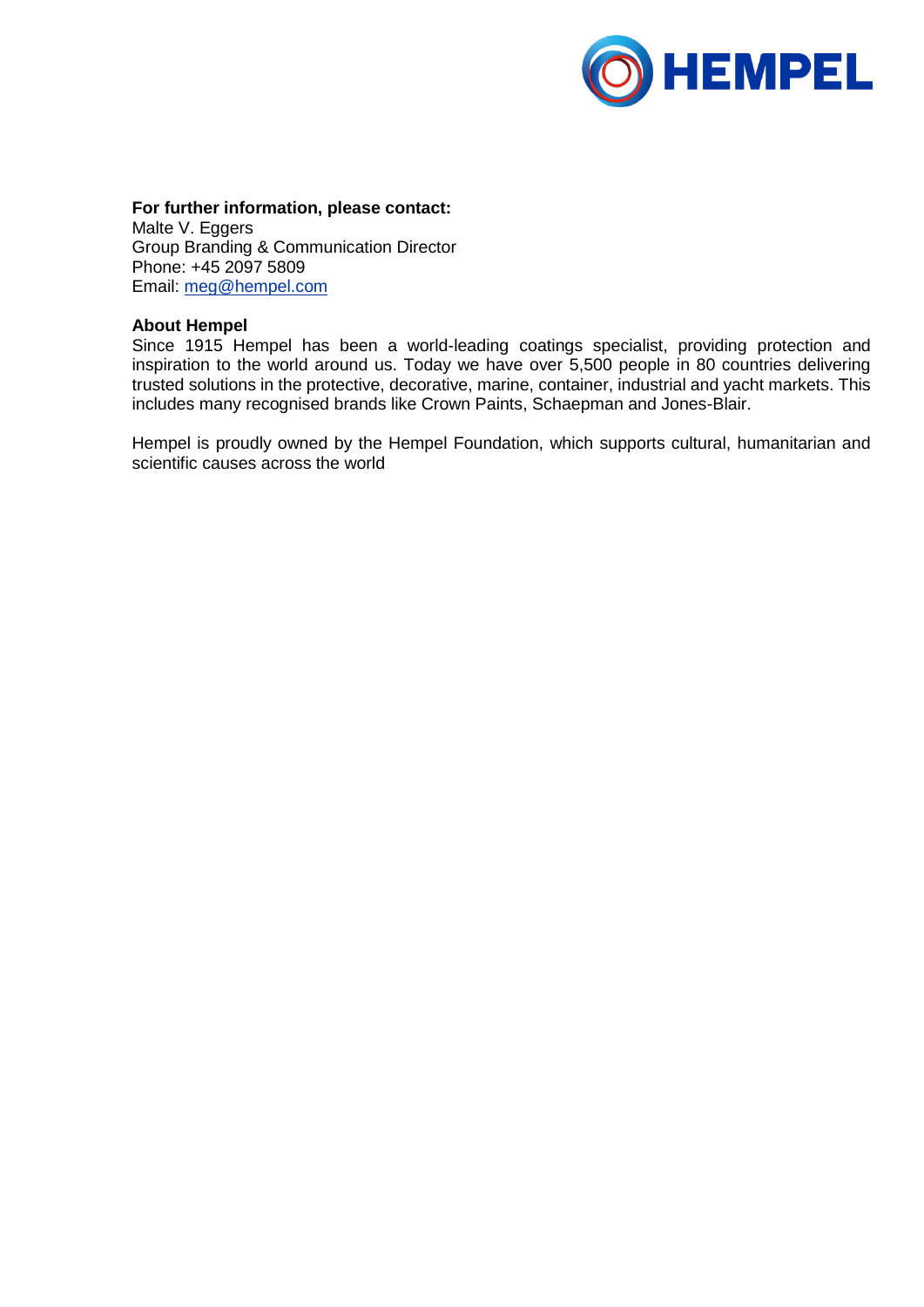**For further information, please contact:**
Malte V. Eggers
Group Branding & Communication Director
Phone: +45 2097 5809
Email: meg@hempel.com

**About Hempel**

Since 1915 Hempel has been a world-leading coatings specialist, providing protection and inspiration to the world around us. Today we have over 5,500 people in 80 countries delivering trusted solutions in the protective, decorative, marine, container, industrial and yacht markets. This includes many recognised brands like Crown Paints, Schaepman and Jones-Blair.

Hempel is proudly owned by the Hempel Foundation, which supports cultural, humanitarian and scientific causes across the world